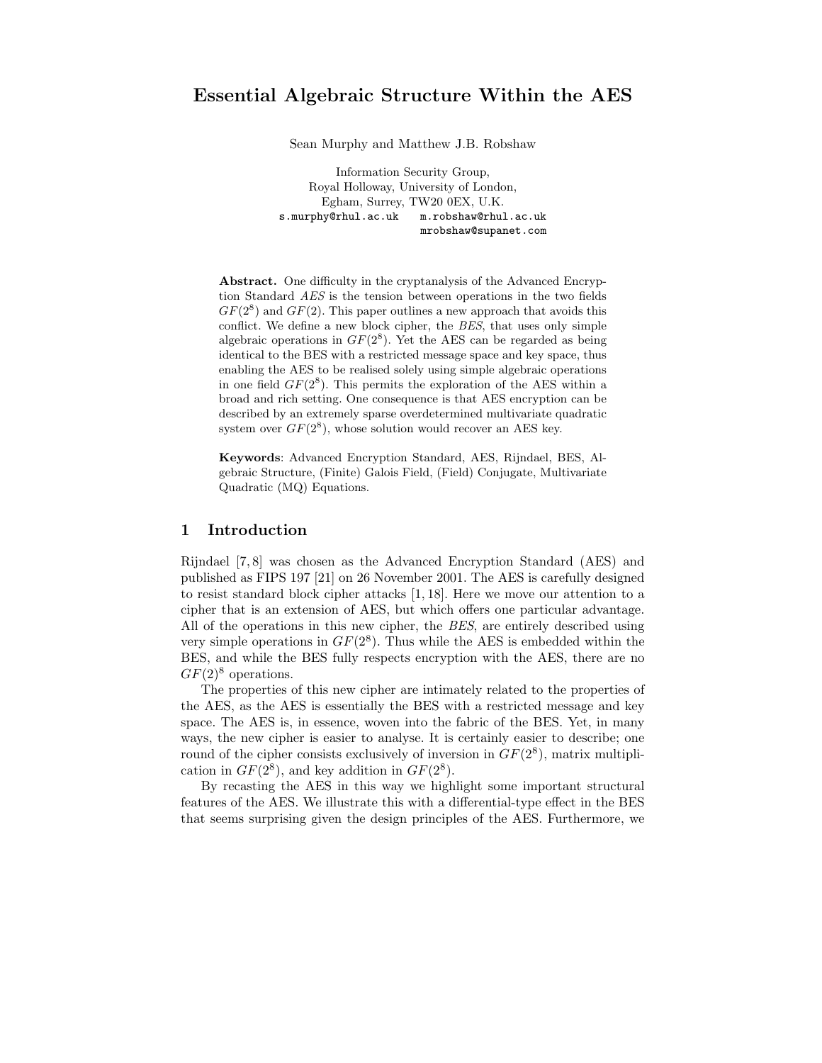# Essential Algebraic Structure Within the AES

Sean Murphy and Matthew J.B. Robshaw

Information Security Group,
Royal Holloway, University of London,
Egham, Surrey, TW20 0EX, U.K.
s.murphy@rhul.ac.uk m.robshaw@rhul.ac.uk
mrobshaw@supanet.com

**Abstract.** One difficulty in the cryptanalysis of the Advanced Encryption Standard *AES* is the tension between operations in the two fields $GF(2^8)$ and $GF(2)$. This paper outlines a new approach that avoids this conflict. We define a new block cipher, the *BES*, that uses only simple algebraic operations in $GF(2^8)$. Yet the AES can be regarded as being identical to the BES with a restricted message space and key space, thus enabling the AES to be realised solely using simple algebraic operations in one field $GF(2^8)$. This permits the exploration of the AES within a broad and rich setting. One consequence is that AES encryption can be described by an extremely sparse overdetermined multivariate quadratic system over $GF(2^8)$, whose solution would recover an AES key.

**Keywords**: Advanced Encryption Standard, AES, Rijndael, BES, Algebraic Structure, (Finite) Galois Field, (Field) Conjugate, Multivariate Quadratic (MQ) Equations.

## 1 Introduction

Rijndael [7, 8] was chosen as the Advanced Encryption Standard (AES) and published as FIPS 197 [21] on 26 November 2001. The AES is carefully designed to resist standard block cipher attacks [1, 18]. Here we move our attention to a cipher that is an extension of AES, but which offers one particular advantage. All of the operations in this new cipher, the *BES*, are entirely described using very simple operations in $GF(2^8)$. Thus while the AES is embedded within the BES, and while the BES fully respects encryption with the AES, there are no $GF(2)^8$ operations.

The properties of this new cipher are intimately related to the properties of the AES, as the AES is essentially the BES with a restricted message and key space. The AES is, in essence, woven into the fabric of the BES. Yet, in many ways, the new cipher is easier to analyse. It is certainly easier to describe; one round of the cipher consists exclusively of inversion in $GF(2^8)$, matrix multiplication in $GF(2^8)$, and key addition in $GF(2^8)$.

By recasting the AES in this way we highlight some important structural features of the AES. We illustrate this with a differential-type effect in the BES that seems surprising given the design principles of the AES. Furthermore, we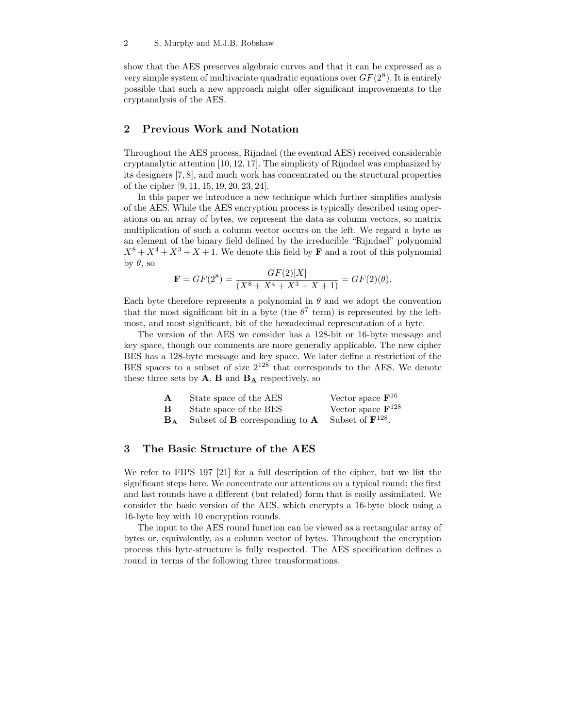show that the AES preserves algebraic curves and that it can be expressed as a very simple system of multivariate quadratic equations over $GF(2^8)$. It is entirely possible that such a new approach might offer significant improvements to the cryptanalysis of the AES.

## 2 Previous Work and Notation

Throughout the AES process, Rijndael (the eventual AES) received considerable cryptanalytic attention [10, 12, 17]. The simplicity of Rijndael was emphasized by its designers [7, 8], and much work has concentrated on the structural properties of the cipher [9, 11, 15, 19, 20, 23, 24].

In this paper we introduce a new technique which further simplifies analysis of the AES. While the AES encryption process is typically described using operations on an array of bytes, we represent the data as column vectors, so matrix multiplication of such a column vector occurs on the left. We regard a byte as an element of the binary field defined by the irreducible "Rijndael" polynomial $X^8 + X^4 + X^3 + X + 1$. We denote this field by $\mathbf{F}$ and a root of this polynomial by $\theta$, so

$$\mathbf{F} = GF(2^8) = \frac{GF(2)[X]}{(X^8 + X^4 + X^3 + X + 1)} = GF(2)(\theta).$$

Each byte therefore represents a polynomial in $\theta$ and we adopt the convention that the most significant bit in a byte (the $\theta^7$ term) is represented by the left-most, and most significant, bit of the hexadecimal representation of a byte.

The version of the AES we consider has a 128-bit or 16-byte message and key space, though our comments are more generally applicable. The new cipher BES has a 128-byte message and key space. We later define a restriction of the BES spaces to a subset of size $2^{128}$ that corresponds to the AES. We denote these three sets by $\mathbf{A}$, $\mathbf{B}$ and $\mathbf{B_A}$ respectively, so

| | | |
|---|---|---|
| $\mathbf{A}$ | State space of the AES | Vector space $\mathbf{F}^{16}$ |
| $\mathbf{B}$ | State space of the BES | Vector space $\mathbf{F}^{128}$ |
| $\mathbf{B_A}$ | Subset of $\mathbf{B}$ corresponding to $\mathbf{A}$ | Subset of $\mathbf{F}^{128}$. |

## 3 The Basic Structure of the AES

We refer to FIPS 197 [21] for a full description of the cipher, but we list the significant steps here. We concentrate our attentions on a typical round; the first and last rounds have a different (but related) form that is easily assimilated. We consider the basic version of the AES, which encrypts a 16-byte block using a 16-byte key with 10 encryption rounds.

The input to the AES round function can be viewed as a rectangular array of bytes or, equivalently, as a column vector of bytes. Throughout the encryption process this byte-structure is fully respected. The AES specification defines a round in terms of the following three transformations.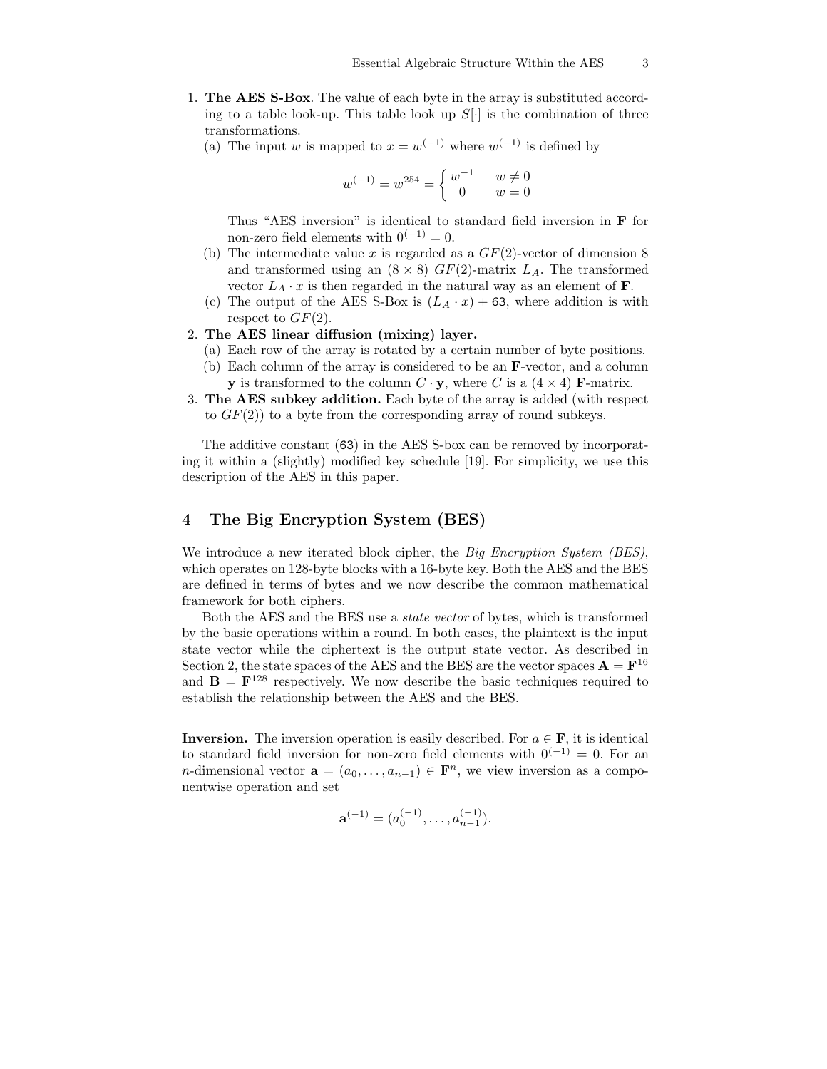1. **The AES S-Box**. The value of each byte in the array is substituted according to a table look-up. This table look up $S[\cdot]$ is the combination of three transformations.
   (a) The input $w$ is mapped to $x = w^{(-1)}$ where $w^{(-1)}$ is defined by

   $$w^{(-1)} = w^{254} = \begin{cases} w^{-1} & w \neq 0 \\ 0 & w = 0 \end{cases}$$

   Thus "AES inversion" is identical to standard field inversion in $\mathbf{F}$ for non-zero field elements with $0^{(-1)} = 0$.

   (b) The intermediate value $x$ is regarded as a $GF(2)$-vector of dimension 8 and transformed using an $(8 \times 8)$ $GF(2)$-matrix $L_A$. The transformed vector $L_A \cdot x$ is then regarded in the natural way as an element of $\mathbf{F}$.

   (c) The output of the AES S-Box is $(L_A \cdot x) + \texttt{63}$, where addition is with respect to $GF(2)$.
2. **The AES linear diffusion (mixing) layer.**
   (a) Each row of the array is rotated by a certain number of byte positions.
   (b) Each column of the array is considered to be an $\mathbf{F}$-vector, and a column $\mathbf{y}$ is transformed to the column $C \cdot \mathbf{y}$, where $C$ is a $(4 \times 4)$ $\mathbf{F}$-matrix.
3. **The AES subkey addition.** Each byte of the array is added (with respect to $GF(2)$) to a byte from the corresponding array of round subkeys.

The additive constant (63) in the AES S-box can be removed by incorporating it within a (slightly) modified key schedule [19]. For simplicity, we use this description of the AES in this paper.

## 4 The Big Encryption System (BES)

We introduce a new iterated block cipher, the *Big Encryption System (BES)*, which operates on 128-byte blocks with a 16-byte key. Both the AES and the BES are defined in terms of bytes and we now describe the common mathematical framework for both ciphers.

Both the AES and the BES use a *state vector* of bytes, which is transformed by the basic operations within a round. In both cases, the plaintext is the input state vector while the ciphertext is the output state vector. As described in Section 2, the state spaces of the AES and the BES are the vector spaces $\mathbf{A} = \mathbf{F}^{16}$ and $\mathbf{B} = \mathbf{F}^{128}$ respectively. We now describe the basic techniques required to establish the relationship between the AES and the BES.

**Inversion.** The inversion operation is easily described. For $a \in \mathbf{F}$, it is identical to standard field inversion for non-zero field elements with $0^{(-1)} = 0$. For an $n$-dimensional vector $\mathbf{a} = (a_0, \ldots, a_{n-1}) \in \mathbf{F}^n$, we view inversion as a componentwise operation and set

$$\mathbf{a}^{(-1)} = (a_0^{(-1)}, \ldots, a_{n-1}^{(-1)}).$$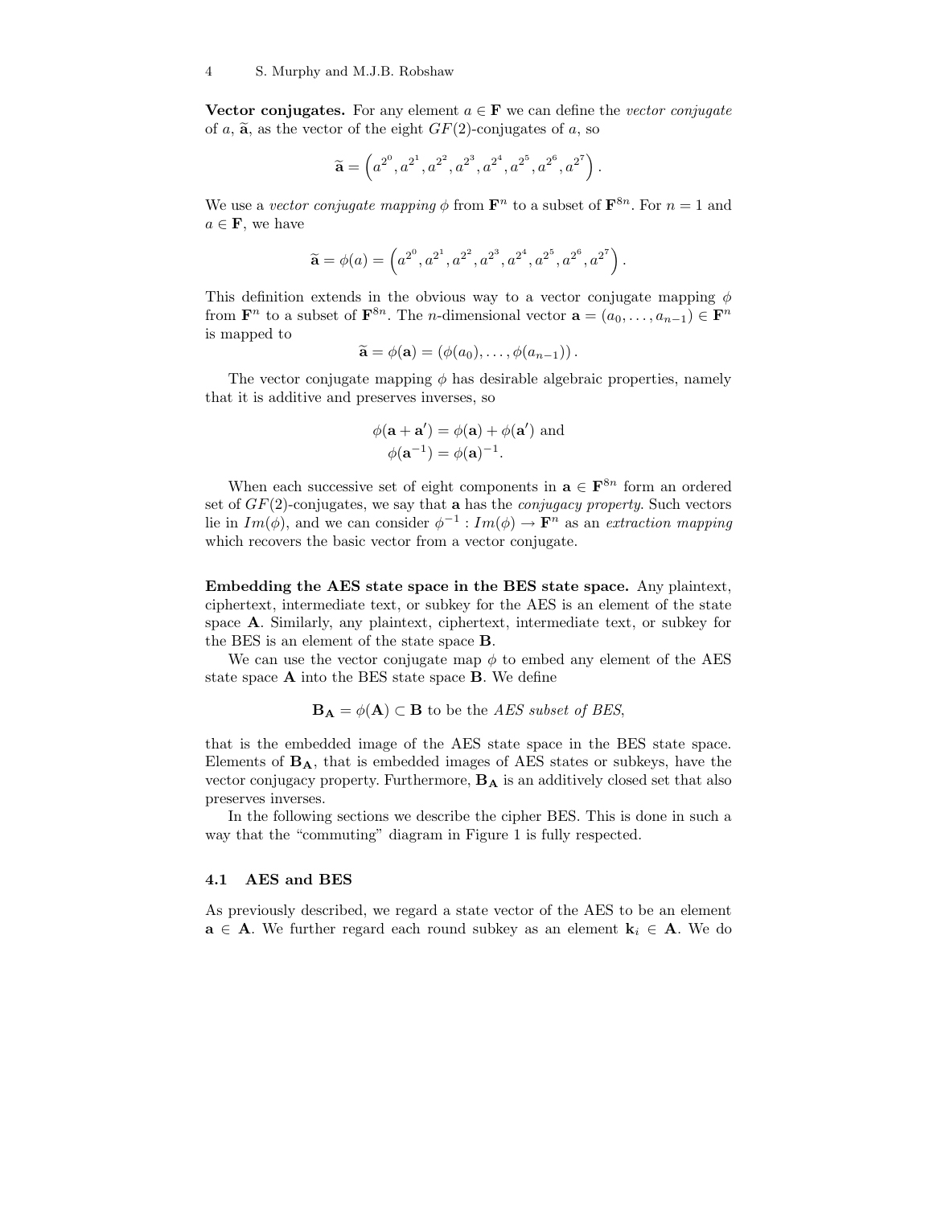**Vector conjugates.** For any element $a \in \mathbf{F}$ we can define the *vector conjugate* of $a$, $\widetilde{\mathbf{a}}$, as the vector of the eight $GF(2)$-conjugates of $a$, so

$$\widetilde{\mathbf{a}} = \left( a^{2^0}, a^{2^1}, a^{2^2}, a^{2^3}, a^{2^4}, a^{2^5}, a^{2^6}, a^{2^7} \right).$$

We use a *vector conjugate mapping* $\phi$ from $\mathbf{F}^n$ to a subset of $\mathbf{F}^{8n}$. For $n = 1$ and $a \in \mathbf{F}$, we have

$$\widetilde{\mathbf{a}} = \phi(a) = \left( a^{2^0}, a^{2^1}, a^{2^2}, a^{2^3}, a^{2^4}, a^{2^5}, a^{2^6}, a^{2^7} \right).$$

This definition extends in the obvious way to a vector conjugate mapping $\phi$ from $\mathbf{F}^n$ to a subset of $\mathbf{F}^{8n}$. The $n$-dimensional vector $\mathbf{a} = (a_0, \ldots, a_{n-1}) \in \mathbf{F}^n$ is mapped to

$$\widetilde{\mathbf{a}} = \phi(\mathbf{a}) = (\phi(a_0), \ldots, \phi(a_{n-1})).$$

The vector conjugate mapping $\phi$ has desirable algebraic properties, namely that it is additive and preserves inverses, so

$$\phi(\mathbf{a} + \mathbf{a}') = \phi(\mathbf{a}) + \phi(\mathbf{a}') \text{ and}$$
$$\phi(\mathbf{a}^{-1}) = \phi(\mathbf{a})^{-1}.$$

When each successive set of eight components in $\mathbf{a} \in \mathbf{F}^{8n}$ form an ordered set of $GF(2)$-conjugates, we say that $\mathbf{a}$ has the *conjugacy property*. Such vectors lie in $Im(\phi)$, and we can consider $\phi^{-1} : Im(\phi) \to \mathbf{F}^n$ as an *extraction mapping* which recovers the basic vector from a vector conjugate.

**Embedding the AES state space in the BES state space.** Any plaintext, ciphertext, intermediate text, or subkey for the AES is an element of the state space $\mathbf{A}$. Similarly, any plaintext, ciphertext, intermediate text, or subkey for the BES is an element of the state space $\mathbf{B}$.

We can use the vector conjugate map $\phi$ to embed any element of the AES state space $\mathbf{A}$ into the BES state space $\mathbf{B}$. We define

$$\mathbf{B_A} = \phi(\mathbf{A}) \subset \mathbf{B} \text{ to be the } \textit{AES subset of BES},$$

that is the embedded image of the AES state space in the BES state space. Elements of $\mathbf{B_A}$, that is embedded images of AES states or subkeys, have the vector conjugacy property. Furthermore, $\mathbf{B_A}$ is an additively closed set that also preserves inverses.

In the following sections we describe the cipher BES. This is done in such a way that the "commuting" diagram in Figure 1 is fully respected.

### 4.1 AES and BES

As previously described, we regard a state vector of the AES to be an element $\mathbf{a} \in \mathbf{A}$. We further regard each round subkey as an element $\mathbf{k}_i \in \mathbf{A}$. We do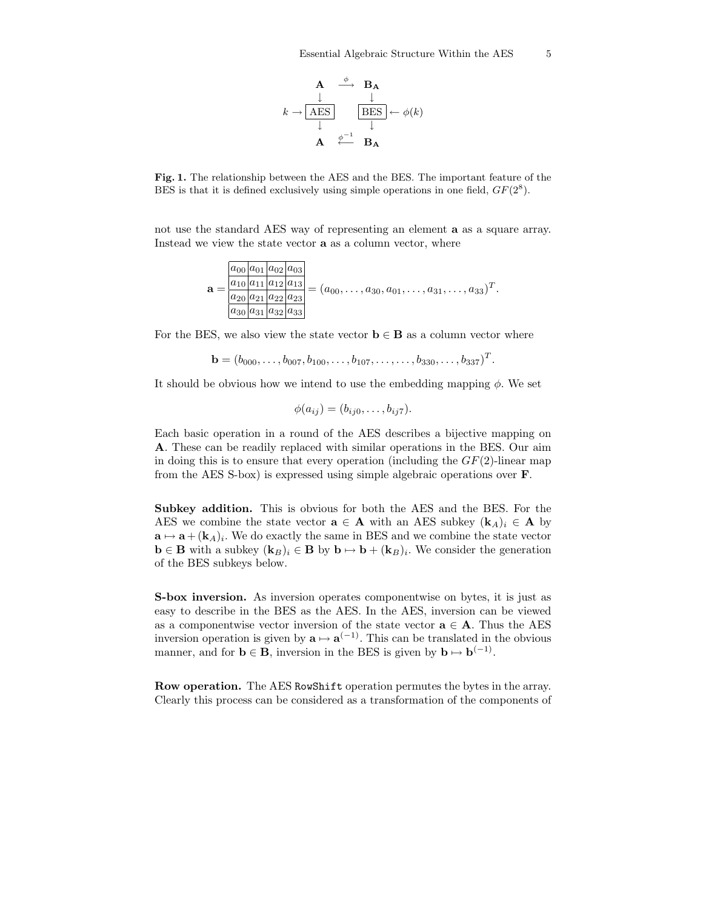$$\begin{array}{ccc}
\mathbf{A} & \xrightarrow{\phi} & \mathbf{B_A} \\
\downarrow & & \downarrow \\
k \rightarrow \boxed{\text{AES}} & & \boxed{\text{BES}} \leftarrow \phi(k) \\
\downarrow & & \downarrow \\
\mathbf{A} & \xleftarrow{\phi^{-1}} & \mathbf{B_A}
\end{array}$$

**Fig. 1.** The relationship between the AES and the BES. The important feature of the BES is that it is defined exclusively using simple operations in one field, $GF(2^8)$.

not use the standard AES way of representing an element $\mathbf{a}$ as a square array. Instead we view the state vector $\mathbf{a}$ as a column vector, where

$$\mathbf{a} = \begin{array}{|c|c|c|c|} \hline a_{00} & a_{01} & a_{02} & a_{03} \\ \hline a_{10} & a_{11} & a_{12} & a_{13} \\ \hline a_{20} & a_{21} & a_{22} & a_{23} \\ \hline a_{30} & a_{31} & a_{32} & a_{33} \\ \hline \end{array} = (a_{00}, \ldots, a_{30}, a_{01}, \ldots, a_{31}, \ldots, a_{33})^T.$$

For the BES, we also view the state vector $\mathbf{b} \in \mathbf{B}$ as a column vector where

$$\mathbf{b} = (b_{000}, \ldots, b_{007}, b_{100}, \ldots, b_{107}, \ldots, \ldots, b_{330}, \ldots, b_{337})^T.$$

It should be obvious how we intend to use the embedding mapping $\phi$. We set

$$\phi(a_{ij}) = (b_{ij0}, \ldots, b_{ij7}).$$

Each basic operation in a round of the AES describes a bijective mapping on $\mathbf{A}$. These can be readily replaced with similar operations in the BES. Our aim in doing this is to ensure that every operation (including the $GF(2)$-linear map from the AES S-box) is expressed using simple algebraic operations over $\mathbf{F}$.

**Subkey addition.** This is obvious for both the AES and the BES. For the AES we combine the state vector $\mathbf{a} \in \mathbf{A}$ with an AES subkey $(\mathbf{k}_A)_i \in \mathbf{A}$ by $\mathbf{a} \mapsto \mathbf{a} + (\mathbf{k}_A)_i$. We do exactly the same in BES and we combine the state vector $\mathbf{b} \in \mathbf{B}$ with a subkey $(\mathbf{k}_B)_i \in \mathbf{B}$ by $\mathbf{b} \mapsto \mathbf{b} + (\mathbf{k}_B)_i$. We consider the generation of the BES subkeys below.

**S-box inversion.** As inversion operates componentwise on bytes, it is just as easy to describe in the BES as the AES. In the AES, inversion can be viewed as a componentwise vector inversion of the state vector $\mathbf{a} \in \mathbf{A}$. Thus the AES inversion operation is given by $\mathbf{a} \mapsto \mathbf{a}^{(-1)}$. This can be translated in the obvious manner, and for $\mathbf{b} \in \mathbf{B}$, inversion in the BES is given by $\mathbf{b} \mapsto \mathbf{b}^{(-1)}$.

**Row operation.** The AES `RowShift` operation permutes the bytes in the array. Clearly this process can be considered as a transformation of the components of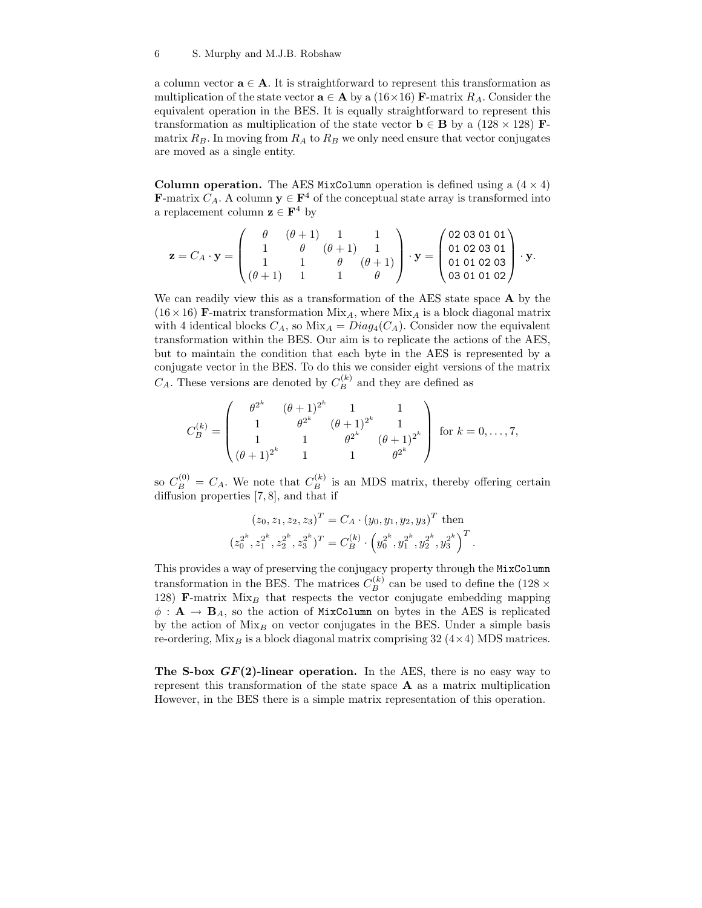a column vector $\mathbf{a} \in \mathbf{A}$. It is straightforward to represent this transformation as multiplication of the state vector $\mathbf{a} \in \mathbf{A}$ by a $(16 \times 16)$ $\mathbf{F}$-matrix $R_A$. Consider the equivalent operation in the BES. It is equally straightforward to represent this transformation as multiplication of the state vector $\mathbf{b} \in \mathbf{B}$ by a $(128 \times 128)$ $\mathbf{F}$-matrix $R_B$. In moving from $R_A$ to $R_B$ we only need ensure that vector conjugates are moved as a single entity.

**Column operation.** The AES `MixColumn` operation is defined using a $(4 \times 4)$ $\mathbf{F}$-matrix $C_A$. A column $\mathbf{y} \in \mathbf{F}^4$ of the conceptual state array is transformed into a replacement column $\mathbf{z} \in \mathbf{F}^4$ by

$$\mathbf{z} = C_A \cdot \mathbf{y} = \begin{pmatrix} \theta & (\theta+1) & 1 & 1 \\ 1 & \theta & (\theta+1) & 1 \\ 1 & 1 & \theta & (\theta+1) \\ (\theta+1) & 1 & 1 & \theta \end{pmatrix} \cdot \mathbf{y} = \begin{pmatrix} \texttt{02 03 01 01} \\ \texttt{01 02 03 01} \\ \texttt{01 01 02 03} \\ \texttt{03 01 01 02} \end{pmatrix} \cdot \mathbf{y}.$$

We can readily view this as a transformation of the AES state space $\mathbf{A}$ by the $(16 \times 16)$ $\mathbf{F}$-matrix transformation $\mathrm{Mix}_A$, where $\mathrm{Mix}_A$ is a block diagonal matrix with 4 identical blocks $C_A$, so $\mathrm{Mix}_A = Diag_4(C_A)$. Consider now the equivalent transformation within the BES. Our aim is to replicate the actions of the AES, but to maintain the condition that each byte in the AES is represented by a conjugate vector in the BES. To do this we consider eight versions of the matrix $C_A$. These versions are denoted by $C_B^{(k)}$ and they are defined as

$$C_B^{(k)} = \begin{pmatrix} \theta^{2^k} & (\theta+1)^{2^k} & 1 & 1 \\ 1 & \theta^{2^k} & (\theta+1)^{2^k} & 1 \\ 1 & 1 & \theta^{2^k} & (\theta+1)^{2^k} \\ (\theta+1)^{2^k} & 1 & 1 & \theta^{2^k} \end{pmatrix} \text{ for } k = 0, \ldots, 7,$$

so $C_B^{(0)} = C_A$. We note that $C_B^{(k)}$ is an MDS matrix, thereby offering certain diffusion properties [7, 8], and that if

$$\begin{gathered} (z_0, z_1, z_2, z_3)^T = C_A \cdot (y_0, y_1, y_2, y_3)^T \text{ then} \\ (z_0^{2^k}, z_1^{2^k}, z_2^{2^k}, z_3^{2^k})^T = C_B^{(k)} \cdot \left(y_0^{2^k}, y_1^{2^k}, y_2^{2^k}, y_3^{2^k}\right)^T. \end{gathered}$$

This provides a way of preserving the conjugacy property through the `MixColumn` transformation in the BES. The matrices $C_B^{(k)}$ can be used to define the $(128 \times 128)$ $\mathbf{F}$-matrix $\mathrm{Mix}_B$ that respects the vector conjugate embedding mapping $\phi : \mathbf{A} \to \mathbf{B}_A$, so the action of `MixColumn` on bytes in the AES is replicated by the action of $\mathrm{Mix}_B$ on vector conjugates in the BES. Under a simple basis re-ordering, $\mathrm{Mix}_B$ is a block diagonal matrix comprising 32 $(4 \times 4)$ MDS matrices.

**The S-box $GF(2)$-linear operation.** In the AES, there is no easy way to represent this transformation of the state space $\mathbf{A}$ as a matrix multiplication However, in the BES there is a simple matrix representation of this operation.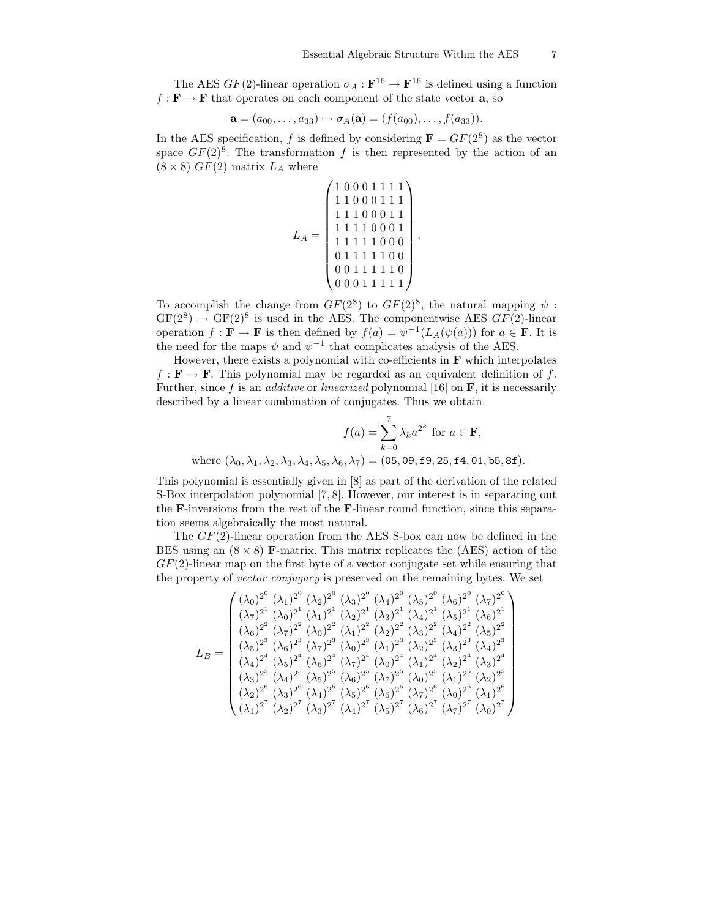The AES $GF(2)$-linear operation $\sigma_A : \mathbf{F}^{16} \rightarrow \mathbf{F}^{16}$ is defined using a function $f : \mathbf{F} \rightarrow \mathbf{F}$ that operates on each component of the state vector $\mathbf{a}$, so

$$\mathbf{a} = (a_{00}, \ldots, a_{33}) \mapsto \sigma_A(\mathbf{a}) = (f(a_{00}), \ldots, f(a_{33})).$$

In the AES specification, $f$ is defined by considering $\mathbf{F} = GF(2^8)$ as the vector space $GF(2)^8$. The transformation $f$ is then represented by the action of an $(8 \times 8)$ $GF(2)$ matrix $L_A$ where

$$L_A = \begin{pmatrix} 1\,0\,0\,0\,1\,1\,1\,1 \\ 1\,1\,0\,0\,0\,1\,1\,1 \\ 1\,1\,1\,0\,0\,0\,1\,1 \\ 1\,1\,1\,1\,0\,0\,0\,1 \\ 1\,1\,1\,1\,1\,0\,0\,0 \\ 0\,1\,1\,1\,1\,1\,0\,0 \\ 0\,0\,1\,1\,1\,1\,1\,0 \\ 0\,0\,0\,1\,1\,1\,1\,1 \end{pmatrix}.$$

To accomplish the change from $GF(2^8)$ to $GF(2)^8$, the natural mapping $\psi : \mathrm{GF}(2^8) \rightarrow \mathrm{GF}(2)^8$ is used in the AES. The componentwise AES $GF(2)$-linear operation $f : \mathbf{F} \rightarrow \mathbf{F}$ is then defined by $f(a) = \psi^{-1}(L_A(\psi(a)))$ for $a \in \mathbf{F}$. It is the need for the maps $\psi$ and $\psi^{-1}$ that complicates analysis of the AES.

However, there exists a polynomial with co-efficients in $\mathbf{F}$ which interpolates $f : \mathbf{F} \rightarrow \mathbf{F}$. This polynomial may be regarded as an equivalent definition of $f$. Further, since $f$ is an *additive* or *linearized* polynomial [16] on $\mathbf{F}$, it is necessarily described by a linear combination of conjugates. Thus we obtain

$$f(a) = \sum_{k=0}^{7} \lambda_k a^{2^k} \text{ for } a \in \mathbf{F},$$

where $(\lambda_0, \lambda_1, \lambda_2, \lambda_3, \lambda_4, \lambda_5, \lambda_6, \lambda_7) = (\texttt{05}, \texttt{09}, \texttt{f9}, \texttt{25}, \texttt{f4}, \texttt{01}, \texttt{b5}, \texttt{8f})$.

This polynomial is essentially given in [8] as part of the derivation of the related S-Box interpolation polynomial [7, 8]. However, our interest is in separating out the $\mathbf{F}$-inversions from the rest of the $\mathbf{F}$-linear round function, since this separation seems algebraically the most natural.

The $GF(2)$-linear operation from the AES S-box can now be defined in the BES using an $(8 \times 8)$ $\mathbf{F}$-matrix. This matrix replicates the (AES) action of the $GF(2)$-linear map on the first byte of a vector conjugate set while ensuring that the property of *vector conjugacy* is preserved on the remaining bytes. We set

$$L_B = \begin{pmatrix}
(\lambda_0)^{2^0} & (\lambda_1)^{2^0} & (\lambda_2)^{2^0} & (\lambda_3)^{2^0} & (\lambda_4)^{2^0} & (\lambda_5)^{2^0} & (\lambda_6)^{2^0} & (\lambda_7)^{2^0} \\
(\lambda_7)^{2^1} & (\lambda_0)^{2^1} & (\lambda_1)^{2^1} & (\lambda_2)^{2^1} & (\lambda_3)^{2^1} & (\lambda_4)^{2^1} & (\lambda_5)^{2^1} & (\lambda_6)^{2^1} \\
(\lambda_6)^{2^2} & (\lambda_7)^{2^2} & (\lambda_0)^{2^2} & (\lambda_1)^{2^2} & (\lambda_2)^{2^2} & (\lambda_3)^{2^2} & (\lambda_4)^{2^2} & (\lambda_5)^{2^2} \\
(\lambda_5)^{2^3} & (\lambda_6)^{2^3} & (\lambda_7)^{2^3} & (\lambda_0)^{2^3} & (\lambda_1)^{2^3} & (\lambda_2)^{2^3} & (\lambda_3)^{2^3} & (\lambda_4)^{2^3} \\
(\lambda_4)^{2^4} & (\lambda_5)^{2^4} & (\lambda_6)^{2^4} & (\lambda_7)^{2^4} & (\lambda_0)^{2^4} & (\lambda_1)^{2^4} & (\lambda_2)^{2^4} & (\lambda_3)^{2^4} \\
(\lambda_3)^{2^5} & (\lambda_4)^{2^5} & (\lambda_5)^{2^5} & (\lambda_6)^{2^5} & (\lambda_7)^{2^5} & (\lambda_0)^{2^5} & (\lambda_1)^{2^5} & (\lambda_2)^{2^5} \\
(\lambda_2)^{2^6} & (\lambda_3)^{2^6} & (\lambda_4)^{2^6} & (\lambda_5)^{2^6} & (\lambda_6)^{2^6} & (\lambda_7)^{2^6} & (\lambda_0)^{2^6} & (\lambda_1)^{2^6} \\
(\lambda_1)^{2^7} & (\lambda_2)^{2^7} & (\lambda_3)^{2^7} & (\lambda_4)^{2^7} & (\lambda_5)^{2^7} & (\lambda_6)^{2^7} & (\lambda_7)^{2^7} & (\lambda_0)^{2^7}
\end{pmatrix}$$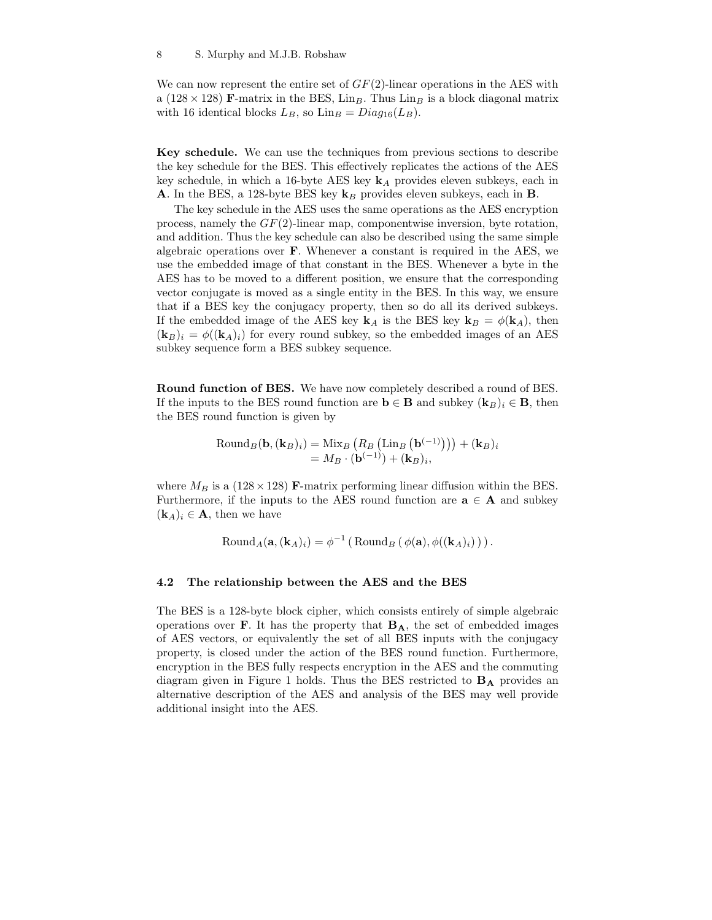We can now represent the entire set of $GF(2)$-linear operations in the AES with a $(128 \times 128)$ **F**-matrix in the BES, $\mathrm{Lin}_B$. Thus $\mathrm{Lin}_B$ is a block diagonal matrix with 16 identical blocks $L_B$, so $\mathrm{Lin}_B = Diag_{16}(L_B)$.

**Key schedule.** We can use the techniques from previous sections to describe the key schedule for the BES. This effectively replicates the actions of the AES key schedule, in which a 16-byte AES key $\mathbf{k}_A$ provides eleven subkeys, each in $\mathbf{A}$. In the BES, a 128-byte BES key $\mathbf{k}_B$ provides eleven subkeys, each in $\mathbf{B}$.

The key schedule in the AES uses the same operations as the AES encryption process, namely the $GF(2)$-linear map, componentwise inversion, byte rotation, and addition. Thus the key schedule can also be described using the same simple algebraic operations over $\mathbf{F}$. Whenever a constant is required in the AES, we use the embedded image of that constant in the BES. Whenever a byte in the AES has to be moved to a different position, we ensure that the corresponding vector conjugate is moved as a single entity in the BES. In this way, we ensure that if a BES key the conjugacy property, then so do all its derived subkeys. If the embedded image of the AES key $\mathbf{k}_A$ is the BES key $\mathbf{k}_B = \phi(\mathbf{k}_A)$, then $(\mathbf{k}_B)_i = \phi((\mathbf{k}_A)_i)$ for every round subkey, so the embedded images of an AES subkey sequence form a BES subkey sequence.

**Round function of BES.** We have now completely described a round of BES. If the inputs to the BES round function are $\mathbf{b} \in \mathbf{B}$ and subkey $(\mathbf{k}_B)_i \in \mathbf{B}$, then the BES round function is given by

$$\begin{aligned}\mathrm{Round}_B(\mathbf{b}, (\mathbf{k}_B)_i) &= \mathrm{Mix}_B\left(R_B\left(\mathrm{Lin}_B\left(\mathbf{b}^{(-1)}\right)\right)\right) + (\mathbf{k}_B)_i \\ &= M_B \cdot (\mathbf{b}^{(-1)}) + (\mathbf{k}_B)_i,\end{aligned}$$

where $M_B$ is a $(128 \times 128)$ **F**-matrix performing linear diffusion within the BES. Furthermore, if the inputs to the AES round function are $\mathbf{a} \in \mathbf{A}$ and subkey $(\mathbf{k}_A)_i \in \mathbf{A}$, then we have

$$\mathrm{Round}_A(\mathbf{a}, (\mathbf{k}_A)_i) = \phi^{-1}\left(\mathrm{Round}_B\left(\phi(\mathbf{a}), \phi((\mathbf{k}_A)_i)\right)\right).$$

### 4.2 The relationship between the AES and the BES

The BES is a 128-byte block cipher, which consists entirely of simple algebraic operations over $\mathbf{F}$. It has the property that $\mathbf{B_A}$, the set of embedded images of AES vectors, or equivalently the set of all BES inputs with the conjugacy property, is closed under the action of the BES round function. Furthermore, encryption in the BES fully respects encryption in the AES and the commuting diagram given in Figure 1 holds. Thus the BES restricted to $\mathbf{B_A}$ provides an alternative description of the AES and analysis of the BES may well provide additional insight into the AES.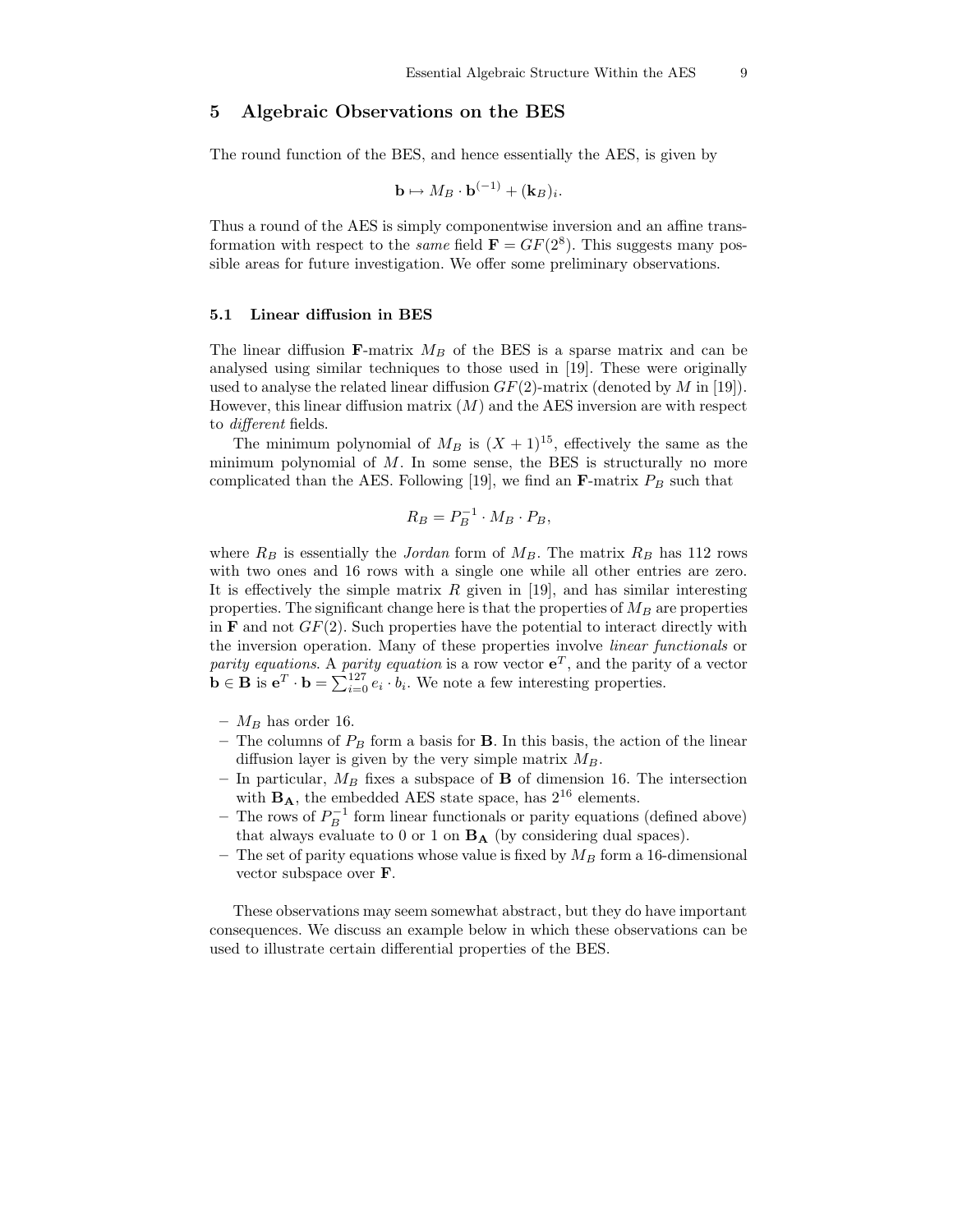## 5 Algebraic Observations on the BES

The round function of the BES, and hence essentially the AES, is given by

$$\mathbf{b} \mapsto M_B \cdot \mathbf{b}^{(-1)} + (\mathbf{k}_B)_i.$$

Thus a round of the AES is simply componentwise inversion and an affine transformation with respect to the *same* field $\mathbf{F} = GF(2^8)$. This suggests many possible areas for future investigation. We offer some preliminary observations.

### 5.1 Linear diffusion in BES

The linear diffusion $\mathbf{F}$-matrix $M_B$ of the BES is a sparse matrix and can be analysed using similar techniques to those used in [19]. These were originally used to analyse the related linear diffusion $GF(2)$-matrix (denoted by $M$ in [19]). However, this linear diffusion matrix ($M$) and the AES inversion are with respect to *different* fields.

The minimum polynomial of $M_B$ is $(X+1)^{15}$, effectively the same as the minimum polynomial of $M$. In some sense, the BES is structurally no more complicated than the AES. Following [19], we find an $\mathbf{F}$-matrix $P_B$ such that

$$R_B = P_B^{-1} \cdot M_B \cdot P_B,$$

where $R_B$ is essentially the *Jordan* form of $M_B$. The matrix $R_B$ has 112 rows with two ones and 16 rows with a single one while all other entries are zero. It is effectively the simple matrix $R$ given in [19], and has similar interesting properties. The significant change here is that the properties of $M_B$ are properties in $\mathbf{F}$ and not $GF(2)$. Such properties have the potential to interact directly with the inversion operation. Many of these properties involve *linear functionals* or *parity equations*. A *parity equation* is a row vector $\mathbf{e}^T$, and the parity of a vector $\mathbf{b} \in \mathbf{B}$ is $\mathbf{e}^T \cdot \mathbf{b} = \sum_{i=0}^{127} e_i \cdot b_i$. We note a few interesting properties.

- $M_B$ has order 16.
- The columns of $P_B$ form a basis for $\mathbf{B}$. In this basis, the action of the linear diffusion layer is given by the very simple matrix $M_B$.
- In particular, $M_B$ fixes a subspace of $\mathbf{B}$ of dimension 16. The intersection with $\mathbf{B_A}$, the embedded AES state space, has $2^{16}$ elements.
- The rows of $P_B^{-1}$ form linear functionals or parity equations (defined above) that always evaluate to 0 or 1 on $\mathbf{B_A}$ (by considering dual spaces).
- The set of parity equations whose value is fixed by $M_B$ form a 16-dimensional vector subspace over $\mathbf{F}$.

These observations may seem somewhat abstract, but they do have important consequences. We discuss an example below in which these observations can be used to illustrate certain differential properties of the BES.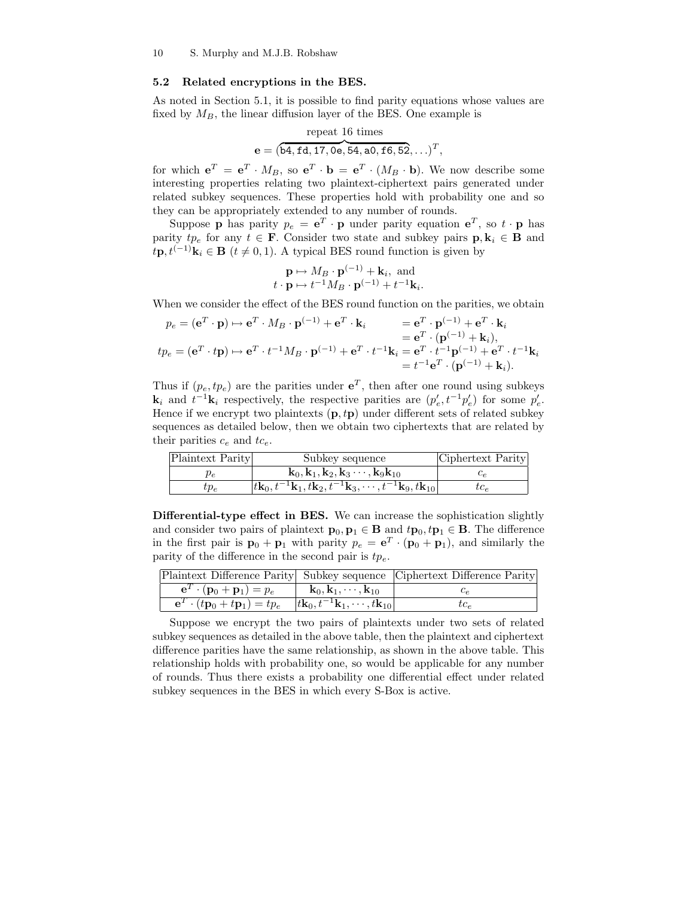### 5.2 Related encryptions in the BES.

As noted in Section 5.1, it is possible to find parity equations whose values are fixed by $M_B$, the linear diffusion layer of the BES. One example is

$$\mathbf{e} = (\overbrace{\texttt{b4}, \texttt{fd}, \texttt{17}, \texttt{0e}, \texttt{54}, \texttt{a0}, \texttt{f6}, \texttt{52}}^{\text{repeat 16 times}}, \ldots)^T,$$

for which $\mathbf{e}^T = \mathbf{e}^T \cdot M_B$, so $\mathbf{e}^T \cdot \mathbf{b} = \mathbf{e}^T \cdot (M_B \cdot \mathbf{b})$. We now describe some interesting properties relating two plaintext-ciphertext pairs generated under related subkey sequences. These properties hold with probability one and so they can be appropriately extended to any number of rounds.

Suppose $\mathbf{p}$ has parity $p_e = \mathbf{e}^T \cdot \mathbf{p}$ under parity equation $\mathbf{e}^T$, so $t \cdot \mathbf{p}$ has parity $tp_e$ for any $t \in \mathbf{F}$. Consider two state and subkey pairs $\mathbf{p}, \mathbf{k}_i \in \mathbf{B}$ and $t\mathbf{p}, t^{(-1)}\mathbf{k}_i \in \mathbf{B}$ ($t \neq 0, 1$). A typical BES round function is given by

$$\mathbf{p} \mapsto M_B \cdot \mathbf{p}^{(-1)} + \mathbf{k}_i, \text{ and}$$
$$t \cdot \mathbf{p} \mapsto t^{-1} M_B \cdot \mathbf{p}^{(-1)} + t^{-1}\mathbf{k}_i.$$

When we consider the effect of the BES round function on the parities, we obtain

$$\begin{aligned}
p_e = (\mathbf{e}^T \cdot \mathbf{p}) \mapsto \mathbf{e}^T \cdot M_B \cdot \mathbf{p}^{(-1)} + \mathbf{e}^T \cdot \mathbf{k}_i &= \mathbf{e}^T \cdot \mathbf{p}^{(-1)} + \mathbf{e}^T \cdot \mathbf{k}_i \\
&= \mathbf{e}^T \cdot (\mathbf{p}^{(-1)} + \mathbf{k}_i), \\
tp_e = (\mathbf{e}^T \cdot t\mathbf{p}) \mapsto \mathbf{e}^T \cdot t^{-1} M_B \cdot \mathbf{p}^{(-1)} + \mathbf{e}^T \cdot t^{-1}\mathbf{k}_i &= \mathbf{e}^T \cdot t^{-1}\mathbf{p}^{(-1)} + \mathbf{e}^T \cdot t^{-1}\mathbf{k}_i \\
&= t^{-1}\mathbf{e}^T \cdot (\mathbf{p}^{(-1)} + \mathbf{k}_i).
\end{aligned}$$

Thus if $(p_e, tp_e)$ are the parities under $\mathbf{e}^T$, then after one round using subkeys $\mathbf{k}_i$ and $t^{-1}\mathbf{k}_i$ respectively, the respective parities are $(p'_e, t^{-1}p'_e)$ for some $p'_e$. Hence if we encrypt two plaintexts $(\mathbf{p}, t\mathbf{p})$ under different sets of related subkey sequences as detailed below, then we obtain two ciphertexts that are related by their parities $c_e$ and $tc_e$.

| Plaintext Parity | Subkey sequence | Ciphertext Parity |
|---|---|---|
| $p_e$ | $\mathbf{k}_0, \mathbf{k}_1, \mathbf{k}_2, \mathbf{k}_3 \cdots, \mathbf{k}_9 \mathbf{k}_{10}$ | $c_e$ |
| $tp_e$ | $t\mathbf{k}_0, t^{-1}\mathbf{k}_1, t\mathbf{k}_2, t^{-1}\mathbf{k}_3, \cdots, t^{-1}\mathbf{k}_9, t\mathbf{k}_{10}$ | $tc_e$ |

**Differential-type effect in BES.** We can increase the sophistication slightly and consider two pairs of plaintext $\mathbf{p}_0, \mathbf{p}_1 \in \mathbf{B}$ and $t\mathbf{p}_0, t\mathbf{p}_1 \in \mathbf{B}$. The difference in the first pair is $\mathbf{p}_0 + \mathbf{p}_1$ with parity $p_e = \mathbf{e}^T \cdot (\mathbf{p}_0 + \mathbf{p}_1)$, and similarly the parity of the difference in the second pair is $tp_e$.

| Plaintext Difference Parity | Subkey sequence | Ciphertext Difference Parity |
|---|---|---|
| $\mathbf{e}^T \cdot (\mathbf{p}_0 + \mathbf{p}_1) = p_e$ | $\mathbf{k}_0, \mathbf{k}_1, \cdots, \mathbf{k}_{10}$ | $c_e$ |
| $\mathbf{e}^T \cdot (t\mathbf{p}_0 + t\mathbf{p}_1) = tp_e$ | $t\mathbf{k}_0, t^{-1}\mathbf{k}_1, \cdots, t\mathbf{k}_{10}$ | $tc_e$ |

Suppose we encrypt the two pairs of plaintexts under two sets of related subkey sequences as detailed in the above table, then the plaintext and ciphertext difference parities have the same relationship, as shown in the above table. This relationship holds with probability one, so would be applicable for any number of rounds. Thus there exists a probability one differential effect under related subkey sequences in the BES in which every S-Box is active.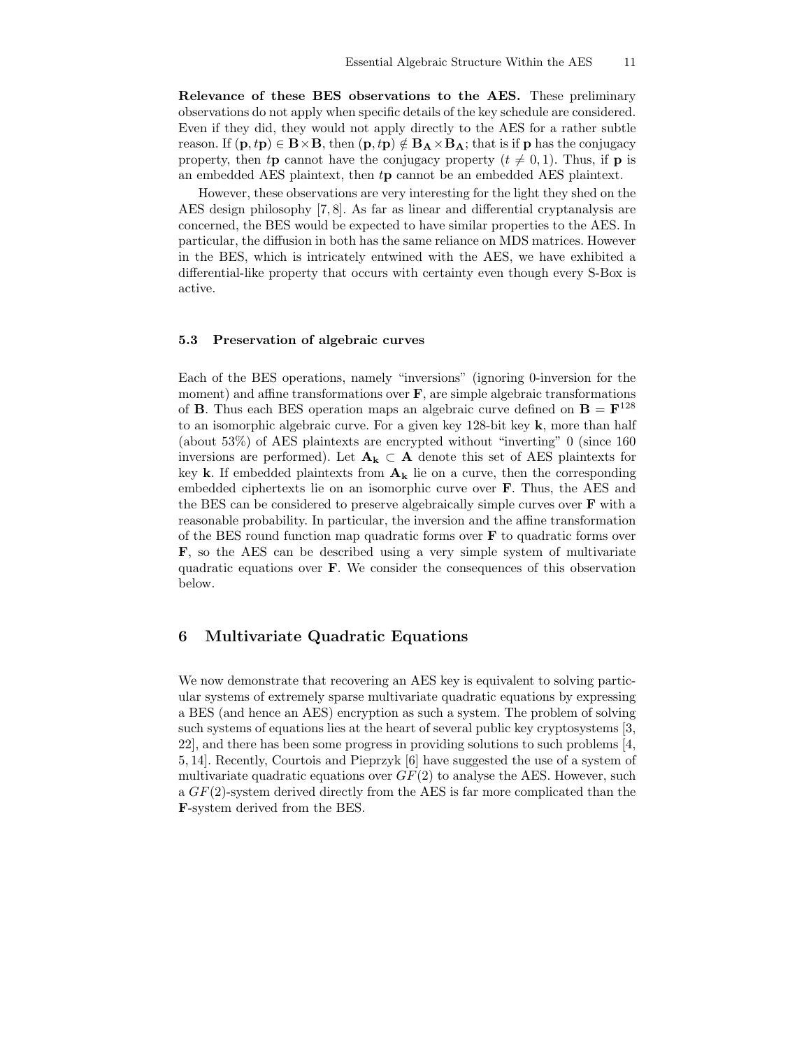**Relevance of these BES observations to the AES.** These preliminary observations do not apply when specific details of the key schedule are considered. Even if they did, they would not apply directly to the AES for a rather subtle reason. If $(\mathbf{p}, t\mathbf{p}) \in \mathbf{B} \times \mathbf{B}$, then $(\mathbf{p}, t\mathbf{p}) \notin \mathbf{B_A} \times \mathbf{B_A}$; that is if $\mathbf{p}$ has the conjugacy property, then $t\mathbf{p}$ cannot have the conjugacy property ($t \neq 0, 1$). Thus, if $\mathbf{p}$ is an embedded AES plaintext, then $t\mathbf{p}$ cannot be an embedded AES plaintext.

However, these observations are very interesting for the light they shed on the AES design philosophy [7, 8]. As far as linear and differential cryptanalysis are concerned, the BES would be expected to have similar properties to the AES. In particular, the diffusion in both has the same reliance on MDS matrices. However in the BES, which is intricately entwined with the AES, we have exhibited a differential-like property that occurs with certainty even though every S-Box is active.

### 5.3 Preservation of algebraic curves

Each of the BES operations, namely "inversions" (ignoring 0-inversion for the moment) and affine transformations over $\mathbf{F}$, are simple algebraic transformations of $\mathbf{B}$. Thus each BES operation maps an algebraic curve defined on $\mathbf{B} = \mathbf{F}^{128}$ to an isomorphic algebraic curve. For a given key 128-bit key $\mathbf{k}$, more than half (about 53%) of AES plaintexts are encrypted without "inverting" 0 (since 160 inversions are performed). Let $\mathbf{A_k} \subset \mathbf{A}$ denote this set of AES plaintexts for key $\mathbf{k}$. If embedded plaintexts from $\mathbf{A_k}$ lie on a curve, then the corresponding embedded ciphertexts lie on an isomorphic curve over $\mathbf{F}$. Thus, the AES and the BES can be considered to preserve algebraically simple curves over $\mathbf{F}$ with a reasonable probability. In particular, the inversion and the affine transformation of the BES round function map quadratic forms over $\mathbf{F}$ to quadratic forms over $\mathbf{F}$, so the AES can be described using a very simple system of multivariate quadratic equations over $\mathbf{F}$. We consider the consequences of this observation below.

## 6 Multivariate Quadratic Equations

We now demonstrate that recovering an AES key is equivalent to solving particular systems of extremely sparse multivariate quadratic equations by expressing a BES (and hence an AES) encryption as such a system. The problem of solving such systems of equations lies at the heart of several public key cryptosystems [3, 22], and there has been some progress in providing solutions to such problems [4, 5, 14]. Recently, Courtois and Pieprzyk [6] have suggested the use of a system of multivariate quadratic equations over $GF(2)$ to analyse the AES. However, such a $GF(2)$-system derived directly from the AES is far more complicated than the $\mathbf{F}$-system derived from the BES.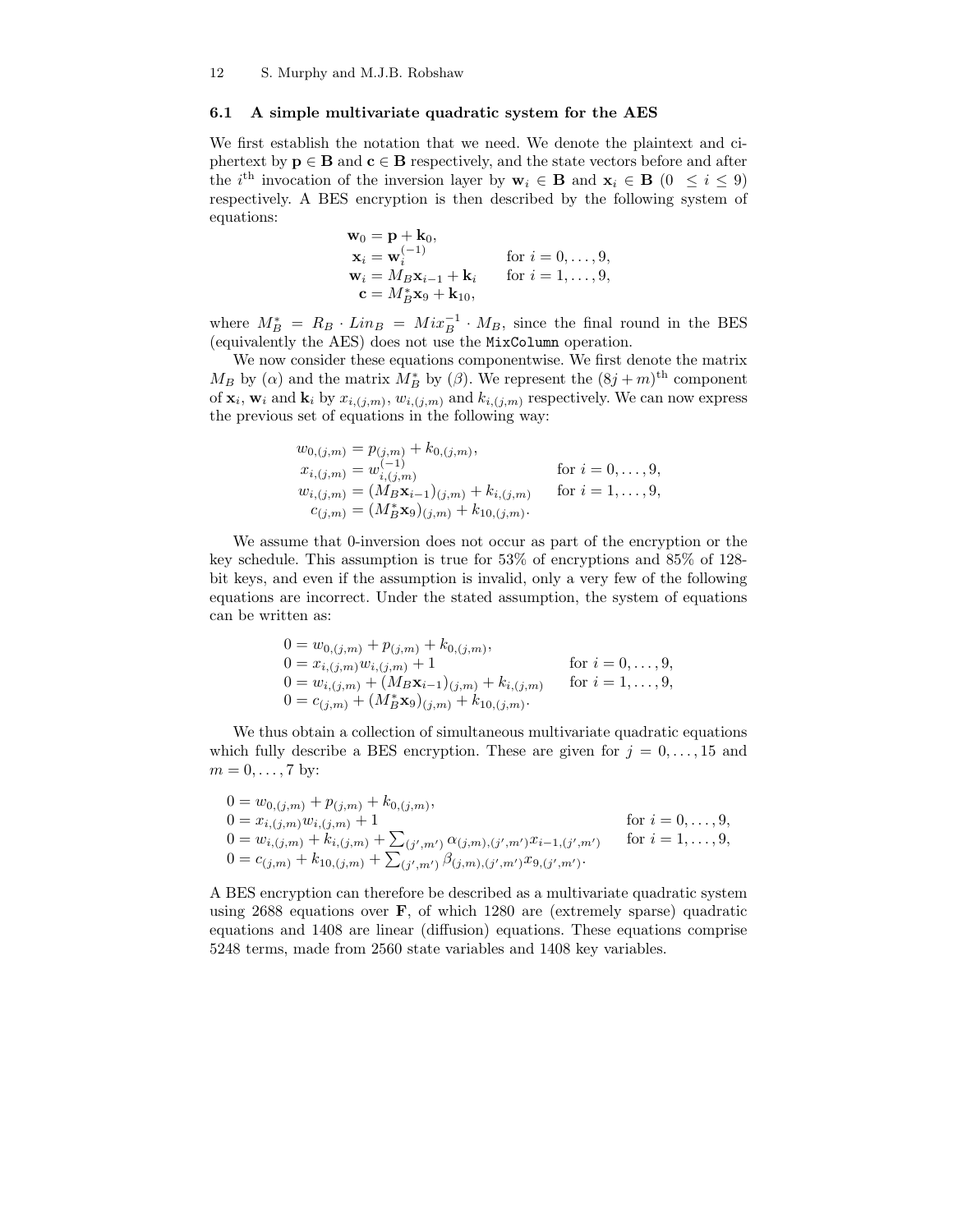### 6.1 A simple multivariate quadratic system for the AES

We first establish the notation that we need. We denote the plaintext and ciphertext by $\mathbf{p} \in \mathbf{B}$ and $\mathbf{c} \in \mathbf{B}$ respectively, and the state vectors before and after the $i^{\text{th}}$ invocation of the inversion layer by $\mathbf{w}_i \in \mathbf{B}$ and $\mathbf{x}_i \in \mathbf{B}$ $(0 \leq i \leq 9)$ respectively. A BES encryption is then described by the following system of equations:

$$
\begin{array}{ll}
\mathbf{w}_0 = \mathbf{p} + \mathbf{k}_0, & \\
\mathbf{x}_i = \mathbf{w}_i^{(-1)} & \text{for } i = 0, \ldots, 9, \\
\mathbf{w}_i = M_B \mathbf{x}_{i-1} + \mathbf{k}_i & \text{for } i = 1, \ldots, 9, \\
\mathbf{c} = M_B^* \mathbf{x}_9 + \mathbf{k}_{10}, &
\end{array}
$$

where $M_B^* = R_B \cdot Lin_B = Mix_B^{-1} \cdot M_B$, since the final round in the BES (equivalently the AES) does not use the `MixColumn` operation.

We now consider these equations componentwise. We first denote the matrix $M_B$ by $(\alpha)$ and the matrix $M_B^*$ by $(\beta)$. We represent the $(8j+m)^{\text{th}}$ component of $\mathbf{x}_i$, $\mathbf{w}_i$ and $\mathbf{k}_i$ by $x_{i,(j,m)}$, $w_{i,(j,m)}$ and $k_{i,(j,m)}$ respectively. We can now express the previous set of equations in the following way:

$$
\begin{array}{ll}
w_{0,(j,m)} = p_{(j,m)} + k_{0,(j,m)}, & \\
x_{i,(j,m)} = w_{i,(j,m)}^{(-1)} & \text{for } i = 0, \ldots, 9, \\
w_{i,(j,m)} = (M_B \mathbf{x}_{i-1})_{(j,m)} + k_{i,(j,m)} & \text{for } i = 1, \ldots, 9, \\
c_{(j,m)} = (M_B^* \mathbf{x}_9)_{(j,m)} + k_{10,(j,m)}. &
\end{array}
$$

We assume that 0-inversion does not occur as part of the encryption or the key schedule. This assumption is true for 53% of encryptions and 85% of 128-bit keys, and even if the assumption is invalid, only a very few of the following equations are incorrect. Under the stated assumption, the system of equations can be written as:

$$
\begin{array}{ll}
0 = w_{0,(j,m)} + p_{(j,m)} + k_{0,(j,m)}, & \\
0 = x_{i,(j,m)} w_{i,(j,m)} + 1 & \text{for } i = 0, \ldots, 9, \\
0 = w_{i,(j,m)} + (M_B \mathbf{x}_{i-1})_{(j,m)} + k_{i,(j,m)} & \text{for } i = 1, \ldots, 9, \\
0 = c_{(j,m)} + (M_B^* \mathbf{x}_9)_{(j,m)} + k_{10,(j,m)}. &
\end{array}
$$

We thus obtain a collection of simultaneous multivariate quadratic equations which fully describe a BES encryption. These are given for $j = 0, \ldots, 15$ and $m = 0, \ldots, 7$ by:

$$
\begin{array}{ll}
0 = w_{0,(j,m)} + p_{(j,m)} + k_{0,(j,m)}, & \\
0 = x_{i,(j,m)} w_{i,(j,m)} + 1 & \text{for } i = 0, \ldots, 9, \\
0 = w_{i,(j,m)} + k_{i,(j,m)} + \sum_{(j',m')} \alpha_{(j,m),(j',m')} x_{i-1,(j',m')} & \text{for } i = 1, \ldots, 9, \\
0 = c_{(j,m)} + k_{10,(j,m)} + \sum_{(j',m')} \beta_{(j,m),(j',m')} x_{9,(j',m')}. &
\end{array}
$$

A BES encryption can therefore be described as a multivariate quadratic system using 2688 equations over $\mathbf{F}$, of which 1280 are (extremely sparse) quadratic equations and 1408 are linear (diffusion) equations. These equations comprise 5248 terms, made from 2560 state variables and 1408 key variables.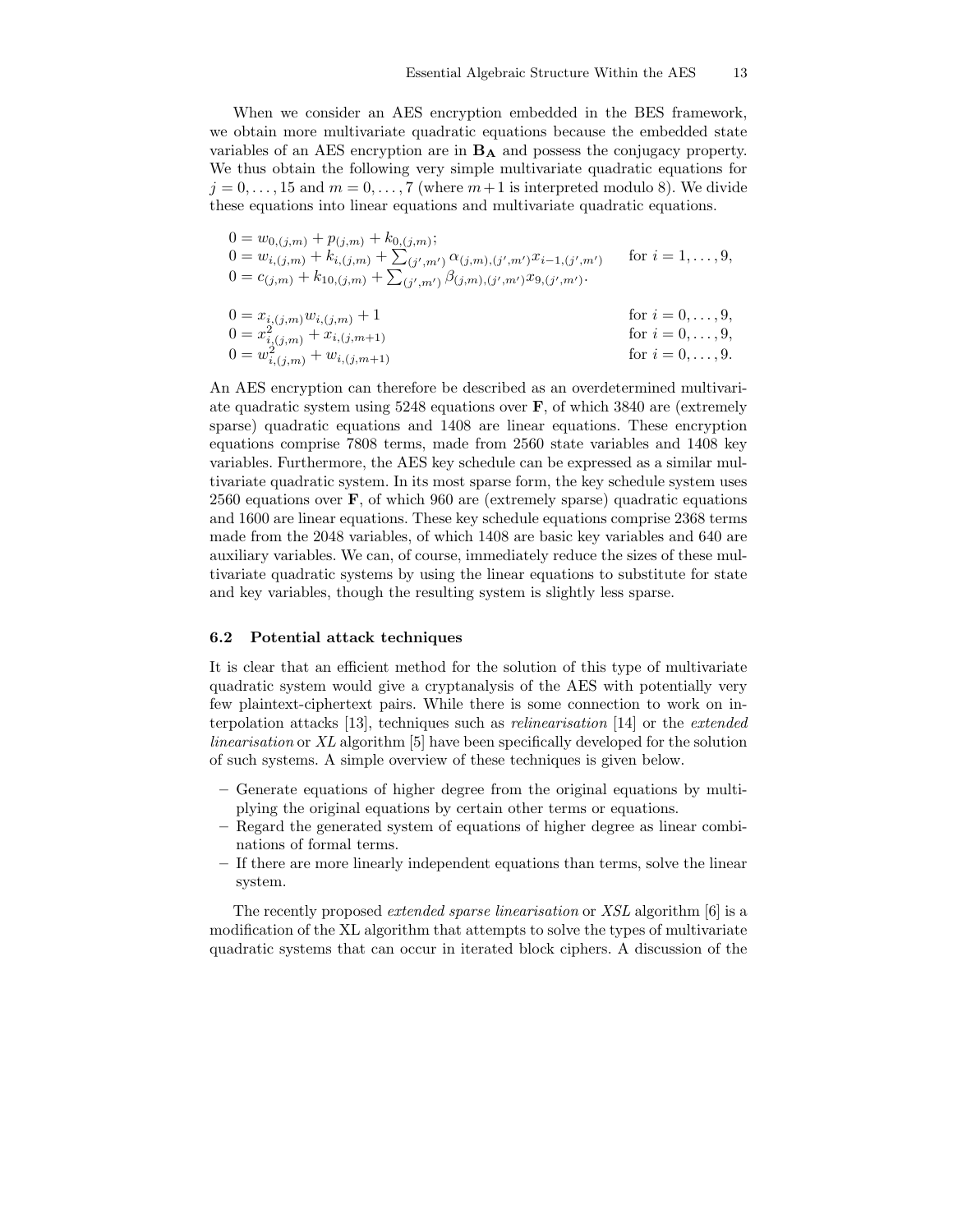When we consider an AES encryption embedded in the BES framework, we obtain more multivariate quadratic equations because the embedded state variables of an AES encryption are in $\mathbf{B_A}$ and possess the conjugacy property. We thus obtain the following very simple multivariate quadratic equations for $j = 0, \ldots, 15$ and $m = 0, \ldots, 7$ (where $m+1$ is interpreted modulo 8). We divide these equations into linear equations and multivariate quadratic equations.

$$
\begin{aligned}
0 &= w_{0,(j,m)} + p_{(j,m)} + k_{0,(j,m)}; \\
0 &= w_{i,(j,m)} + k_{i,(j,m)} + \sum_{(j',m')} \alpha_{(j,m),(j',m')} x_{i-1,(j',m')} \qquad \text{for } i = 1, \ldots, 9, \\
0 &= c_{(j,m)} + k_{10,(j,m)} + \sum_{(j',m')} \beta_{(j,m),(j',m')} x_{9,(j',m')}.
\end{aligned}
$$

$$
\begin{aligned}
0 &= x_{i,(j,m)} w_{i,(j,m)} + 1 \qquad && \text{for } i = 0, \ldots, 9, \\
0 &= x_{i,(j,m)}^2 + x_{i,(j,m+1)} && \text{for } i = 0, \ldots, 9, \\
0 &= w_{i,(j,m)}^2 + w_{i,(j,m+1)} && \text{for } i = 0, \ldots, 9.
\end{aligned}
$$

An AES encryption can therefore be described as an overdetermined multivariate quadratic system using 5248 equations over $\mathbf{F}$, of which 3840 are (extremely sparse) quadratic equations and 1408 are linear equations. These encryption equations comprise 7808 terms, made from 2560 state variables and 1408 key variables. Furthermore, the AES key schedule can be expressed as a similar multivariate quadratic system. In its most sparse form, the key schedule system uses 2560 equations over $\mathbf{F}$, of which 960 are (extremely sparse) quadratic equations and 1600 are linear equations. These key schedule equations comprise 2368 terms made from the 2048 variables, of which 1408 are basic key variables and 640 are auxiliary variables. We can, of course, immediately reduce the sizes of these multivariate quadratic systems by using the linear equations to substitute for state and key variables, though the resulting system is slightly less sparse.

### 6.2 Potential attack techniques

It is clear that an efficient method for the solution of this type of multivariate quadratic system would give a cryptanalysis of the AES with potentially very few plaintext-ciphertext pairs. While there is some connection to work on interpolation attacks [13], techniques such as *relinearisation* [14] or the *extended linearisation* or *XL* algorithm [5] have been specifically developed for the solution of such systems. A simple overview of these techniques is given below.

- Generate equations of higher degree from the original equations by multiplying the original equations by certain other terms or equations.
- Regard the generated system of equations of higher degree as linear combinations of formal terms.
- If there are more linearly independent equations than terms, solve the linear system.

The recently proposed *extended sparse linearisation* or *XSL* algorithm [6] is a modification of the XL algorithm that attempts to solve the types of multivariate quadratic systems that can occur in iterated block ciphers. A discussion of the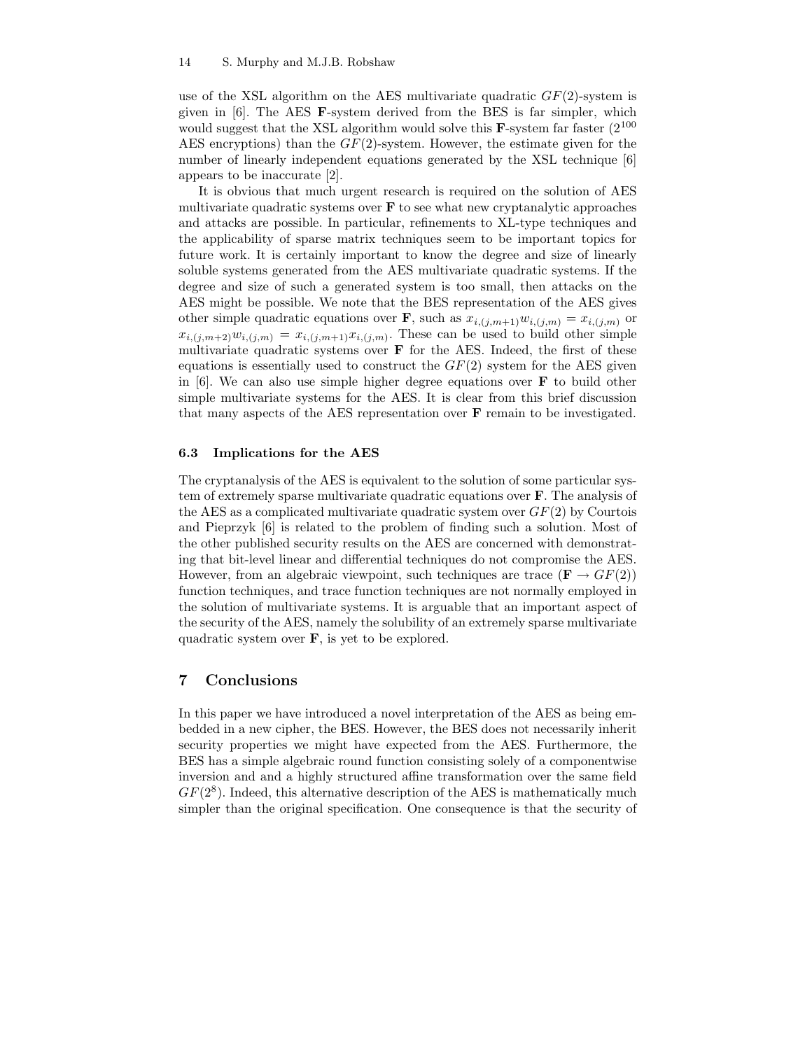use of the XSL algorithm on the AES multivariate quadratic $GF(2)$-system is given in [6]. The AES **F**-system derived from the BES is far simpler, which would suggest that the XSL algorithm would solve this **F**-system far faster ($2^{100}$ AES encryptions) than the $GF(2)$-system. However, the estimate given for the number of linearly independent equations generated by the XSL technique [6] appears to be inaccurate [2].

It is obvious that much urgent research is required on the solution of AES multivariate quadratic systems over **F** to see what new cryptanalytic approaches and attacks are possible. In particular, refinements to XL-type techniques and the applicability of sparse matrix techniques seem to be important topics for future work. It is certainly important to know the degree and size of linearly soluble systems generated from the AES multivariate quadratic systems. If the degree and size of such a generated system is too small, then attacks on the AES might be possible. We note that the BES representation of the AES gives other simple quadratic equations over **F**, such as $x_{i,(j,m+1)}w_{i,(j,m)} = x_{i,(j,m)}$ or $x_{i,(j,m+2)}w_{i,(j,m)} = x_{i,(j,m+1)}x_{i,(j,m)}$. These can be used to build other simple multivariate quadratic systems over **F** for the AES. Indeed, the first of these equations is essentially used to construct the $GF(2)$ system for the AES given in [6]. We can also use simple higher degree equations over **F** to build other simple multivariate systems for the AES. It is clear from this brief discussion that many aspects of the AES representation over **F** remain to be investigated.

### 6.3 Implications for the AES

The cryptanalysis of the AES is equivalent to the solution of some particular system of extremely sparse multivariate quadratic equations over **F**. The analysis of the AES as a complicated multivariate quadratic system over $GF(2)$ by Courtois and Pieprzyk [6] is related to the problem of finding such a solution. Most of the other published security results on the AES are concerned with demonstrating that bit-level linear and differential techniques do not compromise the AES. However, from an algebraic viewpoint, such techniques are trace ($\mathbf{F} \rightarrow GF(2)$) function techniques, and trace function techniques are not normally employed in the solution of multivariate systems. It is arguable that an important aspect of the security of the AES, namely the solubility of an extremely sparse multivariate quadratic system over **F**, is yet to be explored.

## 7 Conclusions

In this paper we have introduced a novel interpretation of the AES as being embedded in a new cipher, the BES. However, the BES does not necessarily inherit security properties we might have expected from the AES. Furthermore, the BES has a simple algebraic round function consisting solely of a componentwise inversion and and a highly structured affine transformation over the same field $GF(2^8)$. Indeed, this alternative description of the AES is mathematically much simpler than the original specification. One consequence is that the security of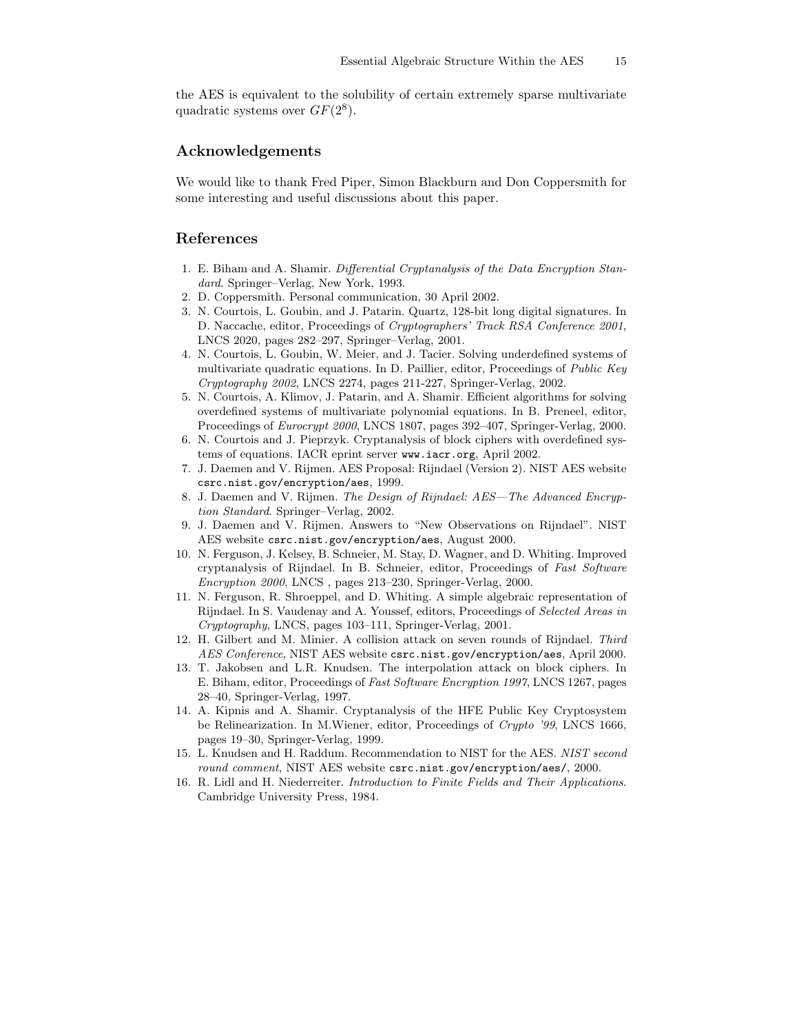the AES is equivalent to the solubility of certain extremely sparse multivariate quadratic systems over $GF(2^8)$.

## Acknowledgements

We would like to thank Fred Piper, Simon Blackburn and Don Coppersmith for some interesting and useful discussions about this paper.

## References

1. E. Biham and A. Shamir. *Differential Cryptanalysis of the Data Encryption Standard*. Springer–Verlag, New York, 1993.
2. D. Coppersmith. Personal communication, 30 April 2002.
3. N. Courtois, L. Goubin, and J. Patarin. Quartz, 128-bit long digital signatures. In D. Naccache, editor, Proceedings of *Cryptographers' Track RSA Conference 2001*, LNCS 2020, pages 282–297, Springer–Verlag, 2001.
4. N. Courtois, L. Goubin, W. Meier, and J. Tacier. Solving underdefined systems of multivariate quadratic equations. In D. Paillier, editor, Proceedings of *Public Key Cryptography 2002*, LNCS 2274, pages 211-227, Springer-Verlag, 2002.
5. N. Courtois, A. Klimov, J. Patarin, and A. Shamir. Efficient algorithms for solving overdefined systems of multivariate polynomial equations. In B. Preneel, editor, Proceedings of *Eurocrypt 2000*, LNCS 1807, pages 392–407, Springer-Verlag, 2000.
6. N. Courtois and J. Pieprzyk. Cryptanalysis of block ciphers with overdefined systems of equations. IACR eprint server `www.iacr.org`, April 2002.
7. J. Daemen and V. Rijmen. AES Proposal: Rijndael (Version 2). NIST AES website `csrc.nist.gov/encryption/aes`, 1999.
8. J. Daemen and V. Rijmen. *The Design of Rijndael: AES—The Advanced Encryption Standard*. Springer–Verlag, 2002.
9. J. Daemen and V. Rijmen. Answers to "New Observations on Rijndael". NIST AES website `csrc.nist.gov/encryption/aes`, August 2000.
10. N. Ferguson, J. Kelsey, B. Schneier, M. Stay, D. Wagner, and D. Whiting. Improved cryptanalysis of Rijndael. In B. Schneier, editor, Proceedings of *Fast Software Encryption 2000*, LNCS , pages 213–230, Springer-Verlag, 2000.
11. N. Ferguson, R. Shroeppel, and D. Whiting. A simple algebraic representation of Rijndael. In S. Vaudenay and A. Youssef, editors, Proceedings of *Selected Areas in Cryptography*, LNCS, pages 103–111, Springer-Verlag, 2001.
12. H. Gilbert and M. Minier. A collision attack on seven rounds of Rijndael. *Third AES Conference*, NIST AES website `csrc.nist.gov/encryption/aes`, April 2000.
13. T. Jakobsen and L.R. Knudsen. The interpolation attack on block ciphers. In E. Biham, editor, Proceedings of *Fast Software Encryption 1997*, LNCS 1267, pages 28–40, Springer-Verlag, 1997.
14. A. Kipnis and A. Shamir. Cryptanalysis of the HFE Public Key Cryptosystem be Relinearization. In M.Wiener, editor, Proceedings of *Crypto '99*, LNCS 1666, pages 19–30, Springer-Verlag, 1999.
15. L. Knudsen and H. Raddum. Recommendation to NIST for the AES. *NIST second round comment*, NIST AES website `csrc.nist.gov/encryption/aes/`, 2000.
16. R. Lidl and H. Niederreiter. *Introduction to Finite Fields and Their Applications*. Cambridge University Press, 1984.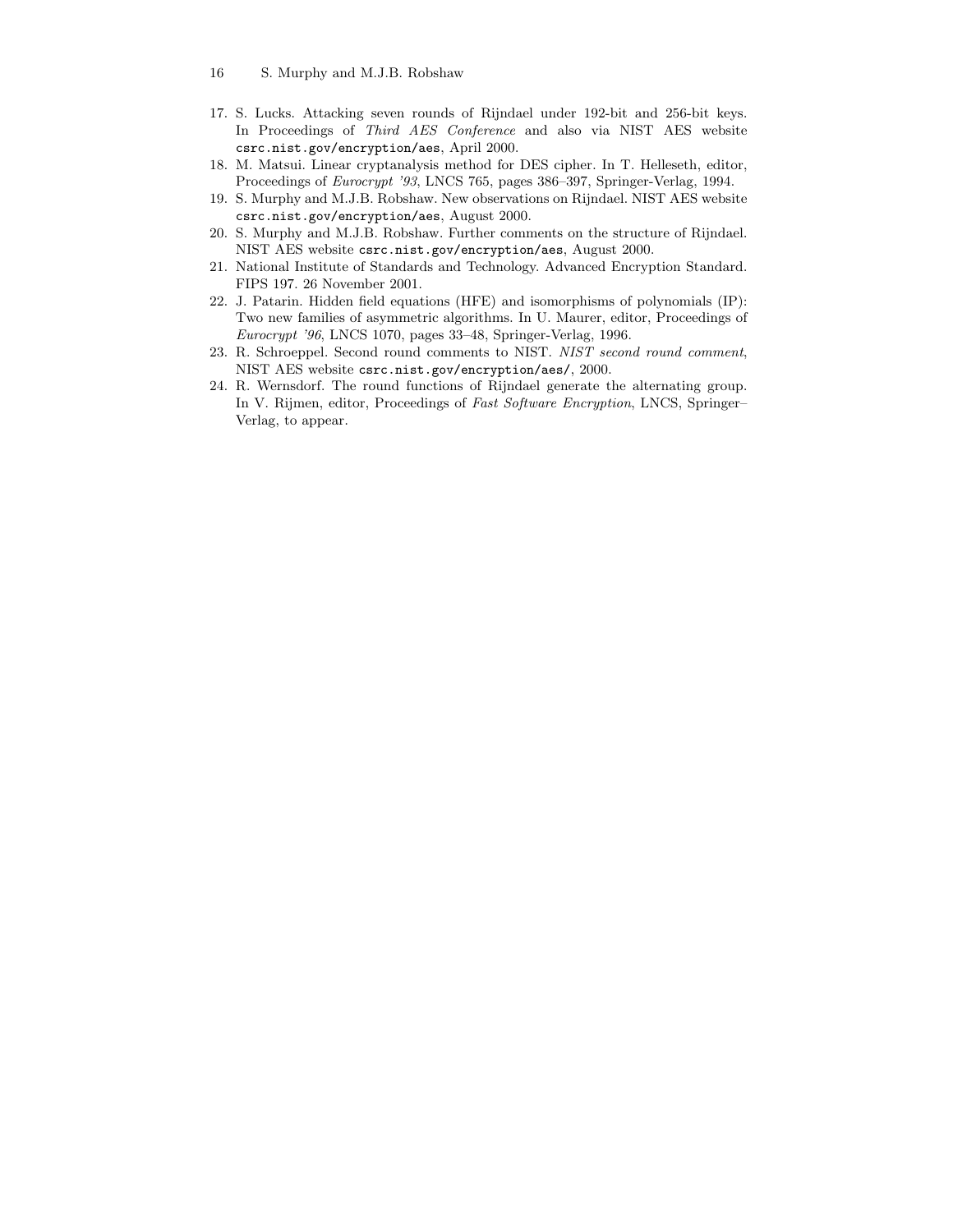17. S. Lucks. Attacking seven rounds of Rijndael under 192-bit and 256-bit keys. In Proceedings of *Third AES Conference* and also via NIST AES website `csrc.nist.gov/encryption/aes`, April 2000.
18. M. Matsui. Linear cryptanalysis method for DES cipher. In T. Helleseth, editor, Proceedings of *Eurocrypt '93*, LNCS 765, pages 386–397, Springer-Verlag, 1994.
19. S. Murphy and M.J.B. Robshaw. New observations on Rijndael. NIST AES website `csrc.nist.gov/encryption/aes`, August 2000.
20. S. Murphy and M.J.B. Robshaw. Further comments on the structure of Rijndael. NIST AES website `csrc.nist.gov/encryption/aes`, August 2000.
21. National Institute of Standards and Technology. Advanced Encryption Standard. FIPS 197. 26 November 2001.
22. J. Patarin. Hidden field equations (HFE) and isomorphisms of polynomials (IP): Two new families of asymmetric algorithms. In U. Maurer, editor, Proceedings of *Eurocrypt '96*, LNCS 1070, pages 33–48, Springer-Verlag, 1996.
23. R. Schroeppel. Second round comments to NIST. *NIST second round comment*, NIST AES website `csrc.nist.gov/encryption/aes/`, 2000.
24. R. Wernsdorf. The round functions of Rijndael generate the alternating group. In V. Rijmen, editor, Proceedings of *Fast Software Encryption*, LNCS, Springer–Verlag, to appear.